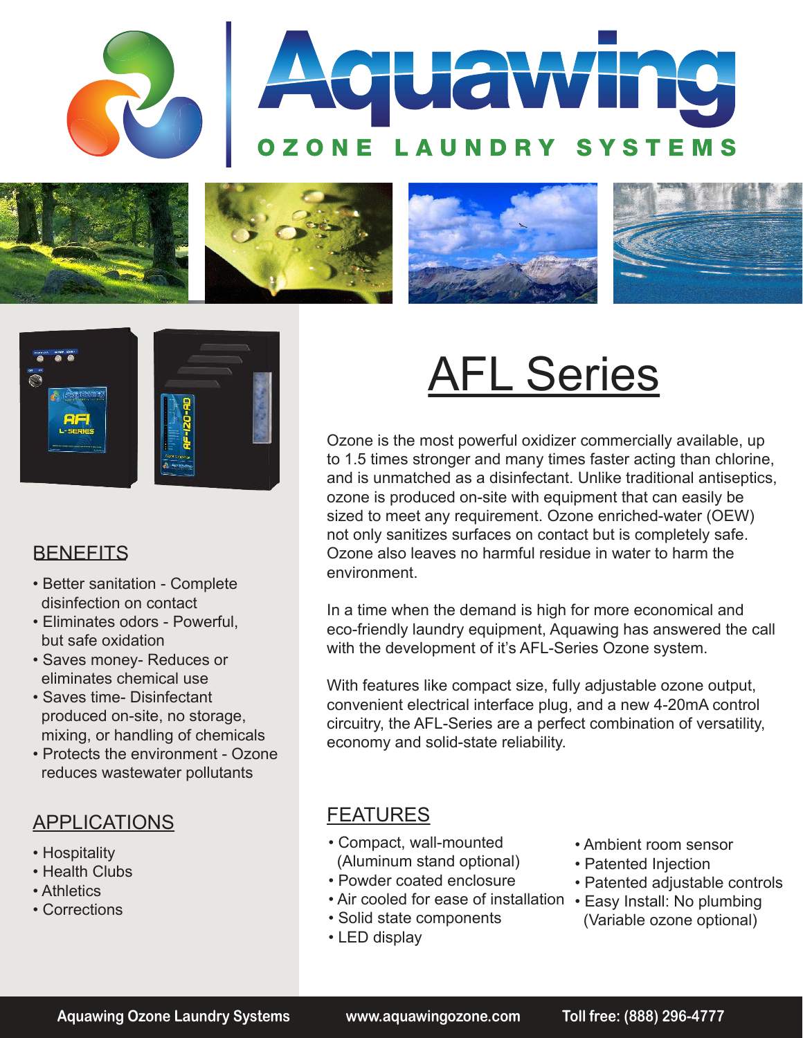# Aquawing

OZONE LAUNDRY SYSTEMS

# AFL Series

Ozone is the most powerful oxidizer commercially available, up to 1.5 times stronger and many times faster acting than chlorine, and is unmatched as a disinfectant. Unlike traditional antiseptics, ozone is produced on-site with equipment that can easily be sized to meet any requirement. Ozone enriched-water (OEW) not only sanitizes surfaces on contact but is completely safe. Ozone also leaves no harmful residue in water to harm the environment.

In a time when the demand is high for more economical and eco-friendly laundry equipment, Aquawing has answered the call with the development of it's AFL-Series Ozone system.

With features like compact size, fully adjustable ozone output, convenient electrical interface plug, and a new 4-20mA control circuitry, the AFL-Series are a perfect combination of versatility, economy and solid-state reliability.

## BENEFITS

- Better sanitation - Complete disinfection on contact
- Eliminates odors - Powerful, but safe oxidation
- Saves money- Reduces or eliminates chemical use
- Saves time- Disinfectant produced on-site, no storage, mixing, or handling of chemicals
- Protects the environment - Ozone reduces wastewater pollutants

## APPLICATIONS

- Hospitality
- Health Clubs
- Athletics
- Corrections

## FEATURES

- Compact, wall-mounted (Aluminum stand optional)
- Powder coated enclosure
- Air cooled for ease of installation
- Solid state components
- LED display
- Ambient room sensor
- Patented Injection
- Patented adjustable controls
- Easy Install: No plumbing (Variable ozone optional)

Aquawing Ozone Laundry Systems www.aquawingozone.com Toll free: (888) 296-4777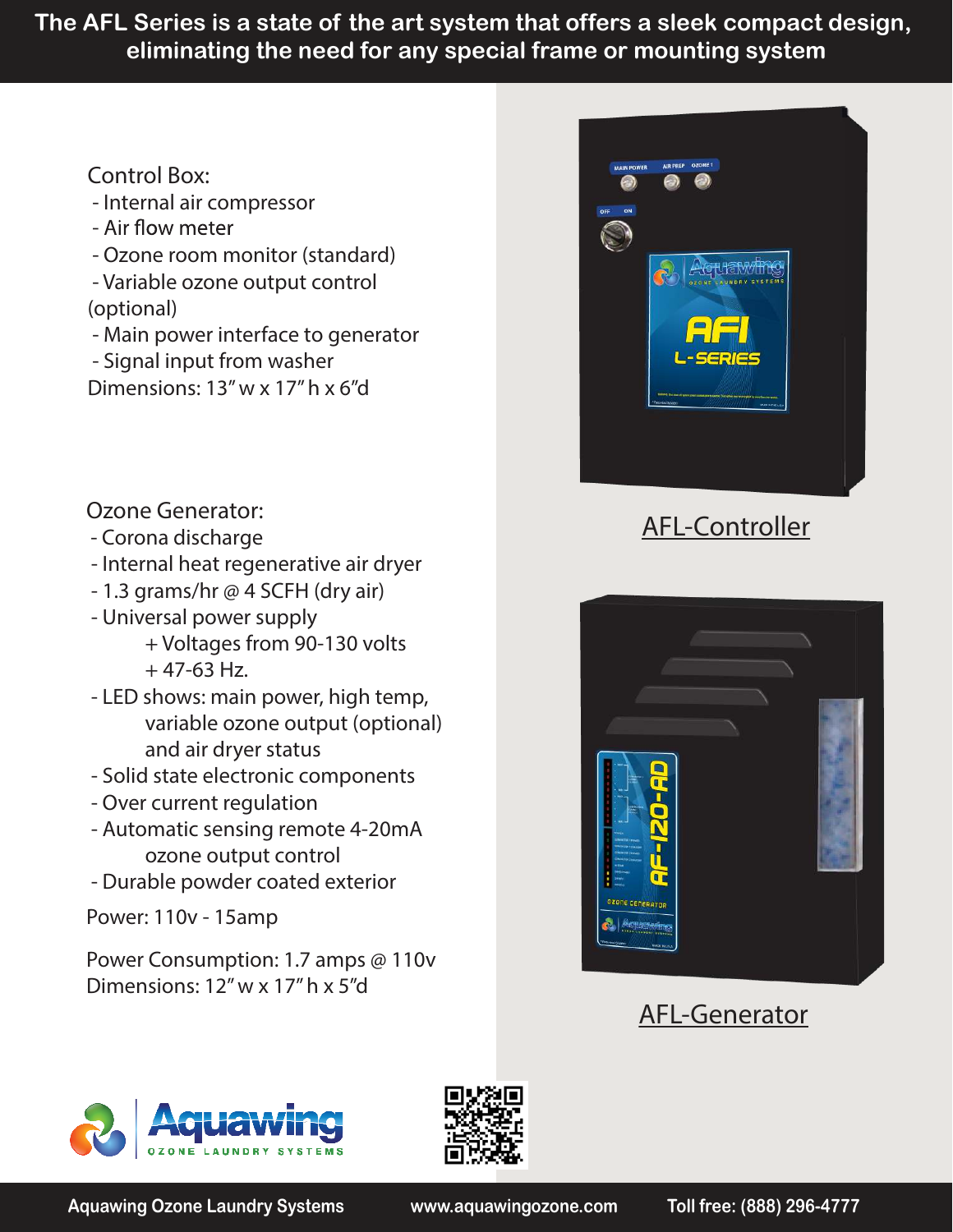# The AFL Series is a state of the art system that offers a sleek compact design, eliminating the need for any special frame or mounting system

Control Box:

- Internal air compressor
- Air flow meter
- Ozone room monitor (standard)
- Variable ozone output control (optional)
- Main power interface to generator
- Signal input from washer

Dimensions: 13" w x 17" h x 6"d

AFL-Controller

Ozone Generator:

- Corona discharge
- Internal heat regenerative air dryer
- 1.3 grams/hr @ 4 SCFH (dry air)
- Universal power supply
  - + Voltages from 90-130 volts
  - + 47-63 Hz.
- LED shows: main power, high temp, variable ozone output (optional) and air dryer status
- Solid state electronic components
- Over current regulation
- Automatic sensing remote 4-20mA ozone output control
- Durable powder coated exterior

Power: 110v - 15amp

Power Consumption: 1.7 amps @ 110v

Dimensions: 12" w x 17" h x 5"d

AFL-Generator

Aquawing Ozone Laundry Systems | www.aquawingozone.com | Toll free: (888) 296-4777